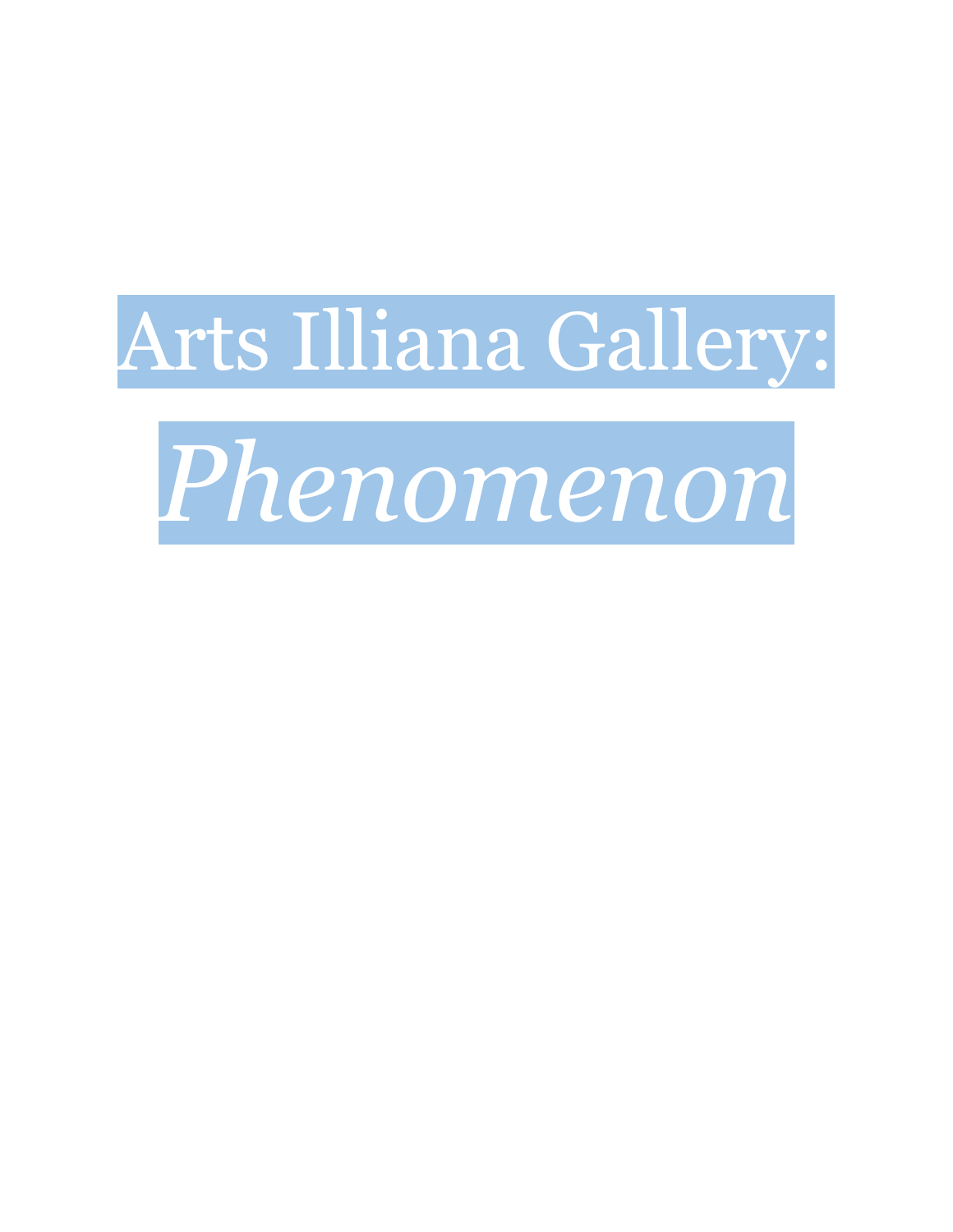# Arts Illiana Gallery:

# *Phenomenon*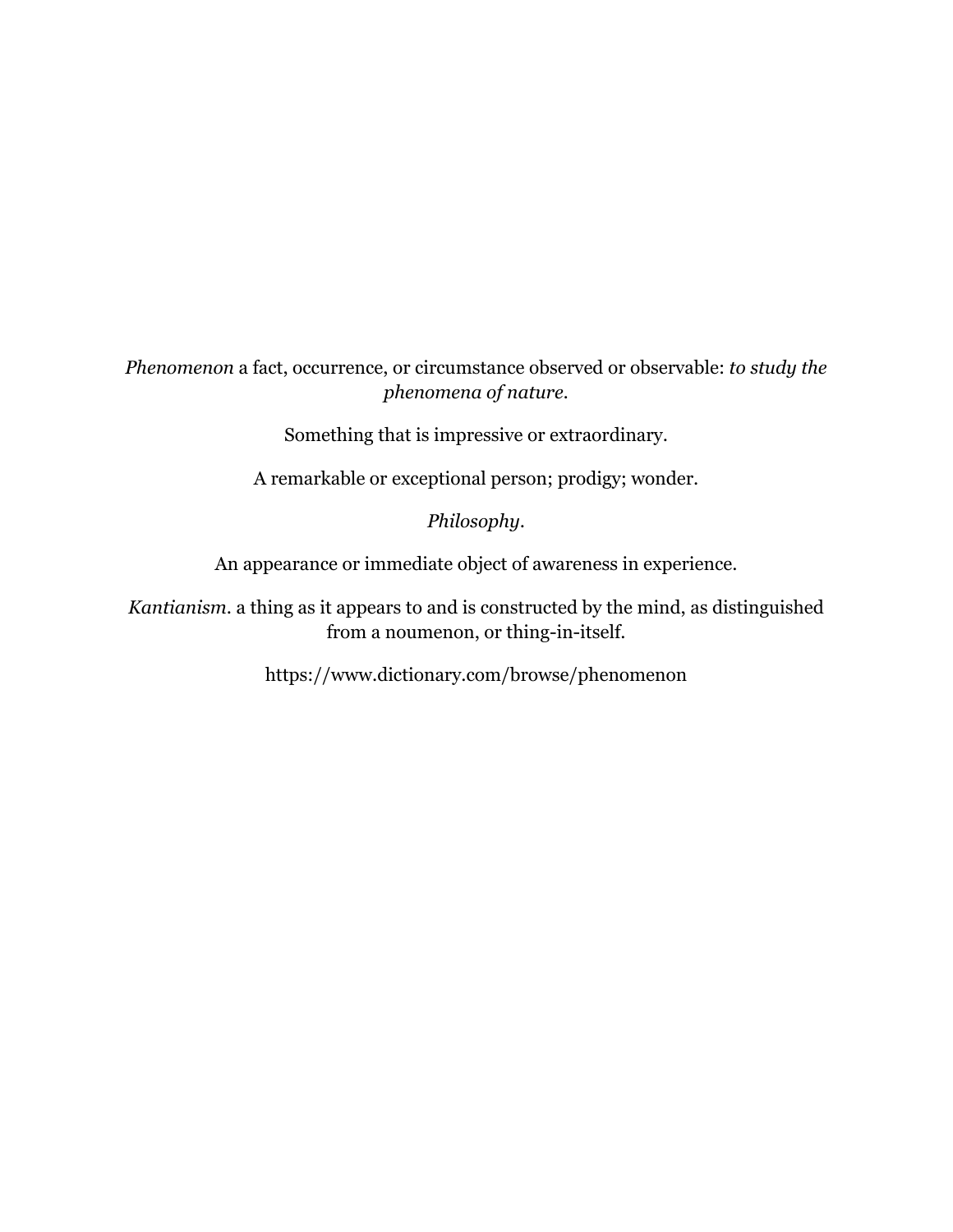*Phenomenon* a fact, occurrence, or circumstance observed or observable: *to study the phenomena of nature.*

Something that is impressive or extraordinary.

A remarkable or exceptional person; prodigy; wonder.

*Philosophy*.

An appearance or immediate object of awareness in experience.

*Kantianism*. a thing as it appears to and is constructed by the mind, as distinguished from a noumenon, or thing-in-itself.

https://www.dictionary.com/browse/phenomenon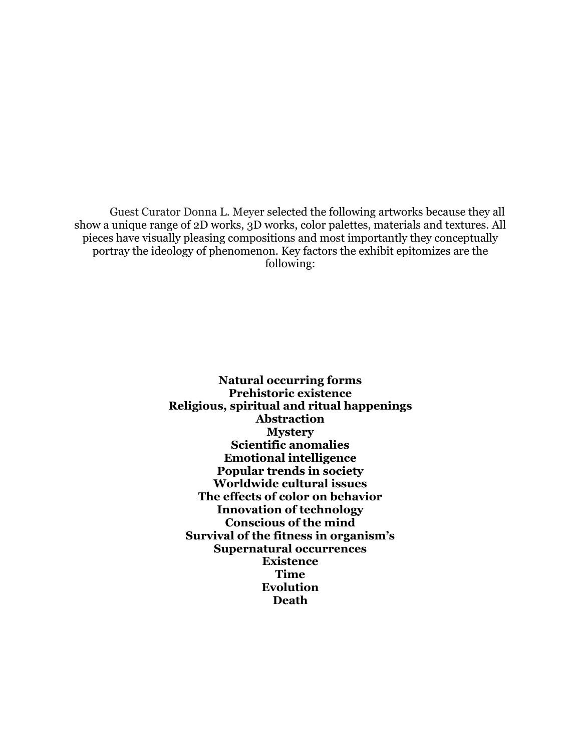Guest Curator Donna L. Meyer selected the following artworks because they all show a unique range of 2D works, 3D works, color palettes, materials and textures. All pieces have visually pleasing compositions and most importantly they conceptually portray the ideology of phenomenon. Key factors the exhibit epitomizes are the following:

**Natural occurring forms**
**Prehistoric existence**
**Religious, spiritual and ritual happenings**
**Abstraction**
**Mystery**
**Scientific anomalies**
**Emotional intelligence**
**Popular trends in society**
**Worldwide cultural issues**
**The effects of color on behavior**
**Innovation of technology**
**Conscious of the mind**
**Survival of the fitness in organism's**
**Supernatural occurrences**
**Existence**
**Time**
**Evolution**
**Death**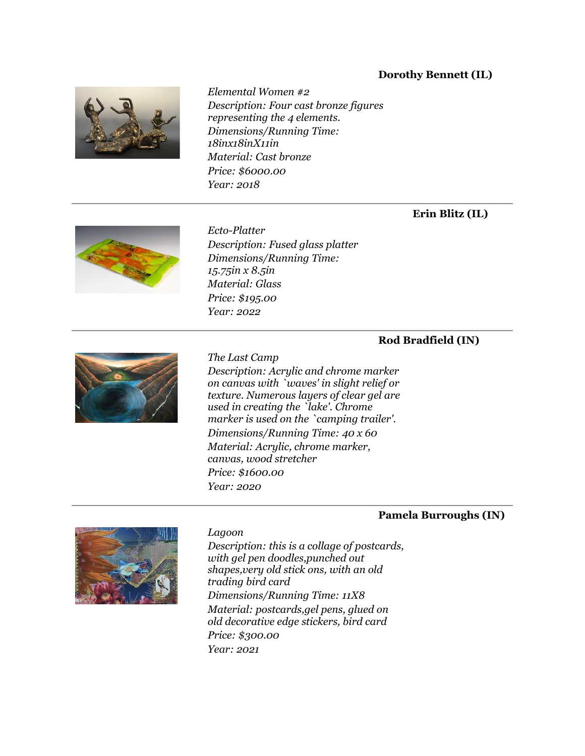**Dorothy Bennett (IL)**

*Elemental Women #2*
*Description: Four cast bronze figures representing the 4 elements.*
*Dimensions/Running Time: 18inx18inX11in*
*Material: Cast bronze*
*Price: $6000.00*
*Year: 2018*

---

**Erin Blitz (IL)**

*Ecto-Platter*
*Description: Fused glass platter*
*Dimensions/Running Time: 15.75in x 8.5in*
*Material: Glass*
*Price: $195.00*
*Year: 2022*

---

**Rod Bradfield (IN)**

*The Last Camp*
*Description: Acrylic and chrome marker on canvas with `waves' in slight relief or texture. Numerous layers of clear gel are used in creating the `lake'. Chrome marker is used on the `camping trailer'.*
*Dimensions/Running Time: 40 x 60*
*Material: Acrylic, chrome marker, canvas, wood stretcher*
*Price: $1600.00*
*Year: 2020*

---

**Pamela Burroughs (IN)**

*Lagoon*
*Description: this is a collage of postcards, with gel pen doodles,punched out shapes,very old stick ons, with an old trading bird card*
*Dimensions/Running Time: 11X8*
*Material: postcards,gel pens, glued on old decorative edge stickers, bird card*
*Price: $300.00*
*Year: 2021*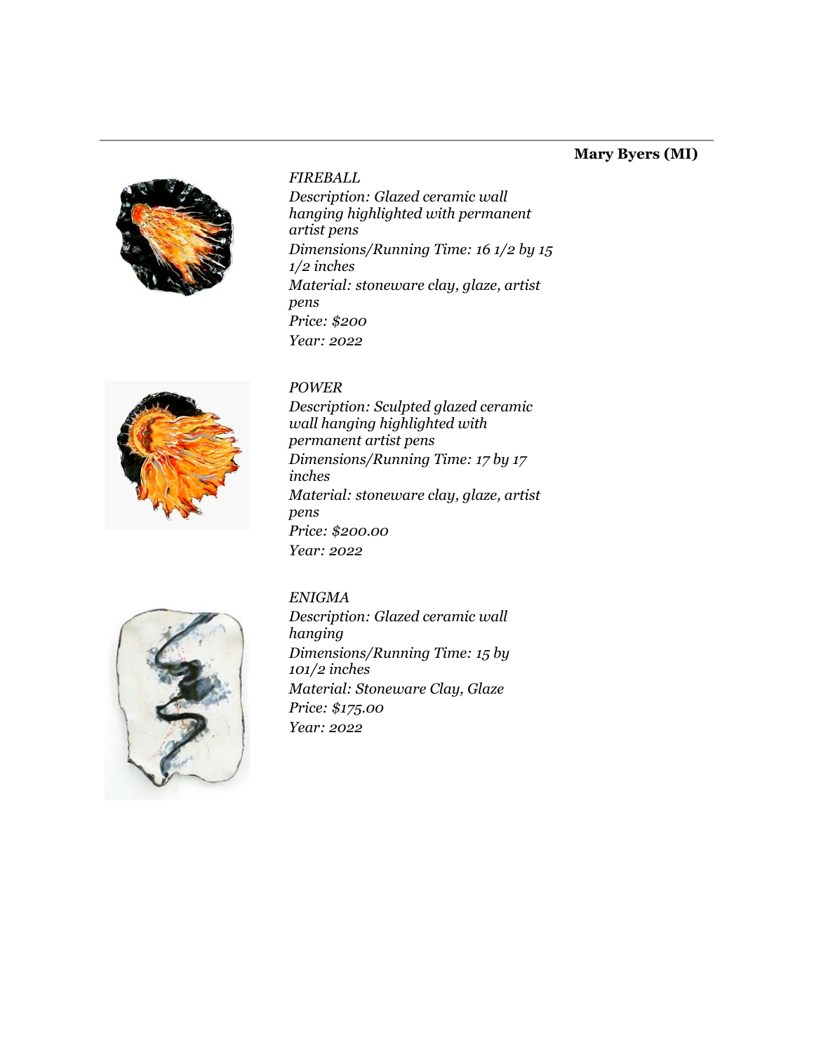**Mary Byers (MI)**

*FIREBALL*
*Description: Glazed ceramic wall hanging highlighted with permanent artist pens*
*Dimensions/Running Time: 16 1/2 by 15 1/2 inches*
*Material: stoneware clay, glaze, artist pens*
*Price: $200*
*Year: 2022*

*POWER*
*Description: Sculpted glazed ceramic wall hanging highlighted with permanent artist pens*
*Dimensions/Running Time: 17 by 17 inches*
*Material: stoneware clay, glaze, artist pens*
*Price: $200.00*
*Year: 2022*

*ENIGMA*
*Description: Glazed ceramic wall hanging*
*Dimensions/Running Time: 15 by 101/2 inches*
*Material: Stoneware Clay, Glaze*
*Price: $175.00*
*Year: 2022*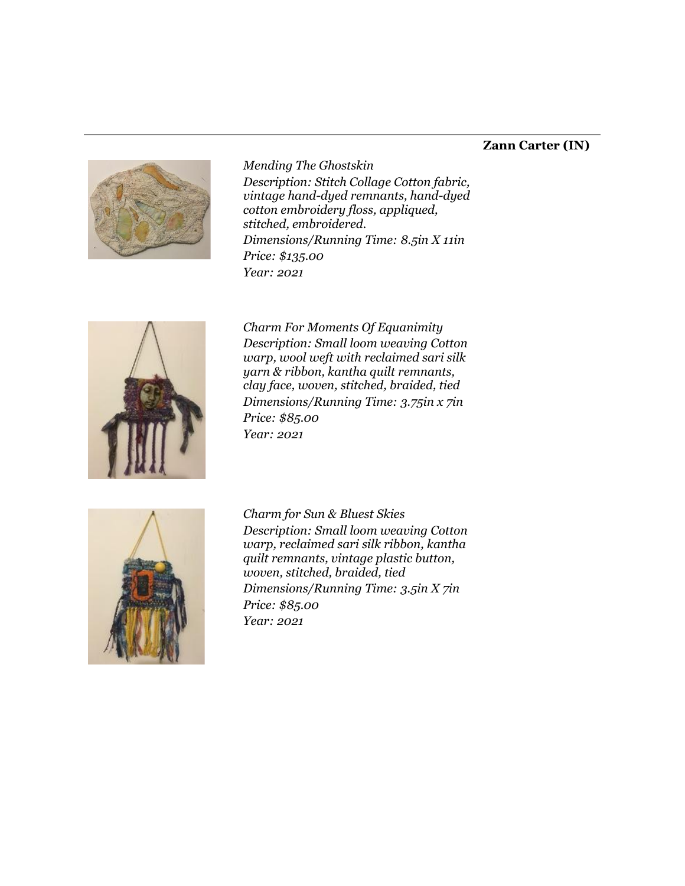**Zann Carter (IN)**

*Mending The Ghostskin*
*Description: Stitch Collage Cotton fabric, vintage hand-dyed remnants, hand-dyed cotton embroidery floss, appliqued, stitched, embroidered.*
*Dimensions/Running Time: 8.5in X 11in*
*Price: $135.00*
*Year: 2021*

*Charm For Moments Of Equanimity*
*Description: Small loom weaving Cotton warp, wool weft with reclaimed sari silk yarn & ribbon, kantha quilt remnants, clay face, woven, stitched, braided, tied*
*Dimensions/Running Time: 3.75in x 7in*
*Price: $85.00*
*Year: 2021*

*Charm for Sun & Bluest Skies*
*Description: Small loom weaving Cotton warp, reclaimed sari silk ribbon, kantha quilt remnants, vintage plastic button, woven, stitched, braided, tied*
*Dimensions/Running Time: 3.5in X 7in*
*Price: $85.00*
*Year: 2021*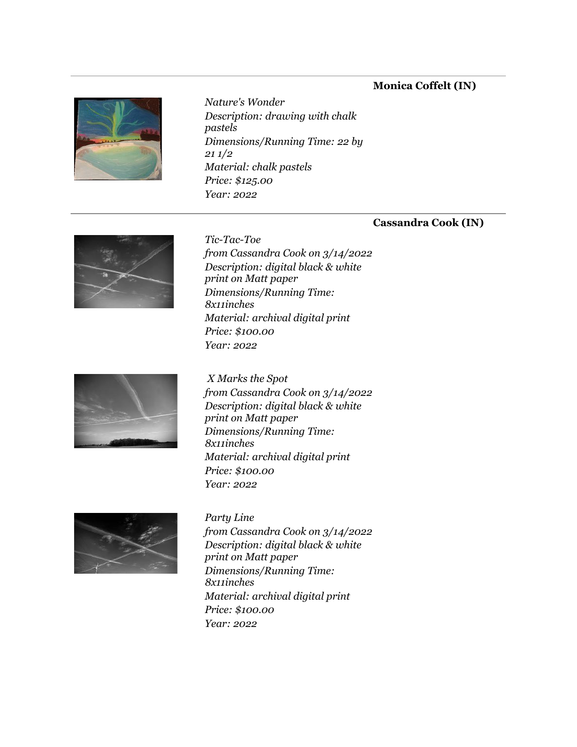---

**Monica Coffelt (IN)**

*Nature's Wonder*
*Description: drawing with chalk pastels*
*Dimensions/Running Time: 22 by 21 1/2*
*Material: chalk pastels*
*Price: $125.00*
*Year: 2022*

---

**Cassandra Cook (IN)**

*Tic-Tac-Toe*
*from Cassandra Cook on 3/14/2022*
*Description: digital black & white print on Matt paper*
*Dimensions/Running Time: 8x11inches*
*Material: archival digital print*
*Price: $100.00*
*Year: 2022*

*X Marks the Spot*
*from Cassandra Cook on 3/14/2022*
*Description: digital black & white print on Matt paper*
*Dimensions/Running Time: 8x11inches*
*Material: archival digital print*
*Price: $100.00*
*Year: 2022*

*Party Line*
*from Cassandra Cook on 3/14/2022*
*Description: digital black & white print on Matt paper*
*Dimensions/Running Time: 8x11inches*
*Material: archival digital print*
*Price: $100.00*
*Year: 2022*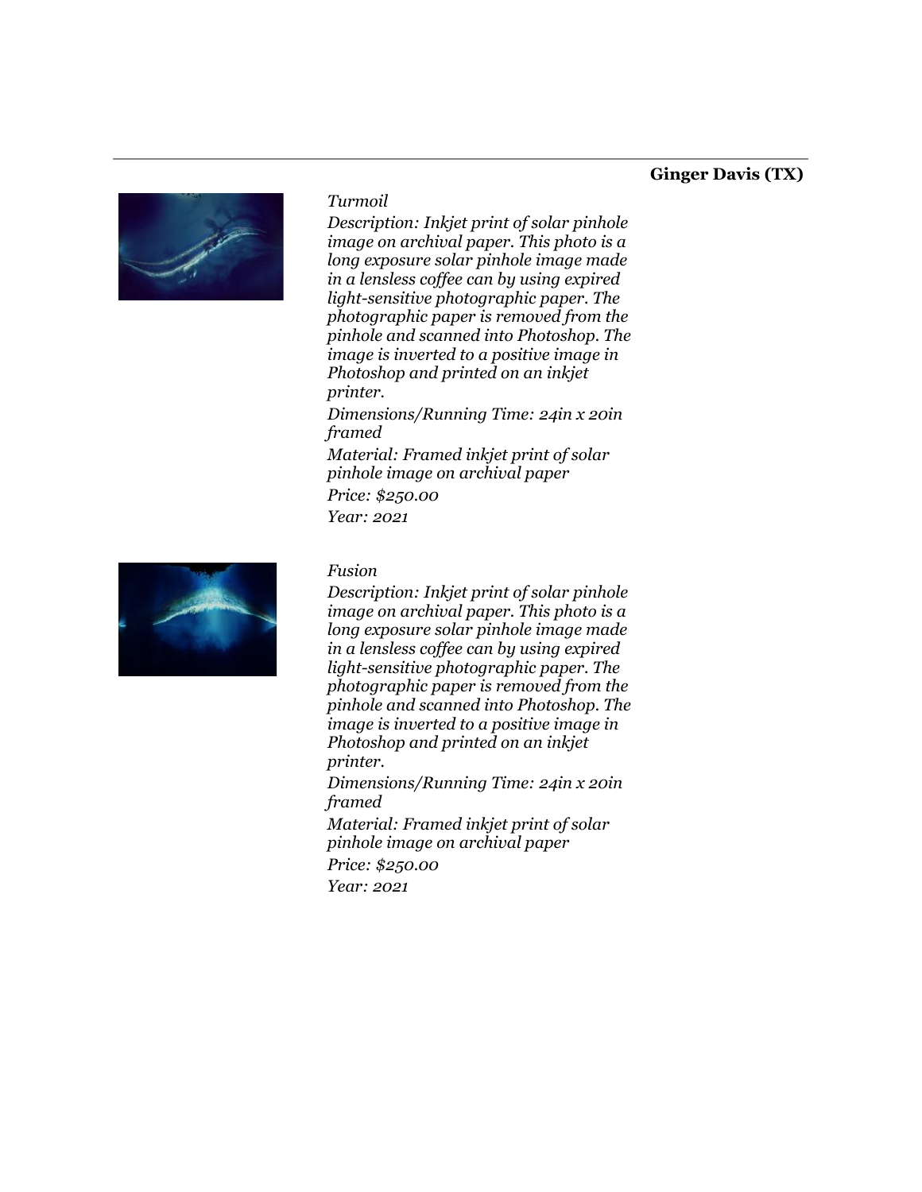**Ginger Davis (TX)**

*Turmoil*

*Description: Inkjet print of solar pinhole image on archival paper. This photo is a long exposure solar pinhole image made in a lensless coffee can by using expired light-sensitive photographic paper. The photographic paper is removed from the pinhole and scanned into Photoshop. The image is inverted to a positive image in Photoshop and printed on an inkjet printer.*

*Dimensions/Running Time: 24in x 20in framed*

*Material: Framed inkjet print of solar pinhole image on archival paper*

*Price: $250.00*

*Year: 2021*

*Fusion*

*Description: Inkjet print of solar pinhole image on archival paper. This photo is a long exposure solar pinhole image made in a lensless coffee can by using expired light-sensitive photographic paper. The photographic paper is removed from the pinhole and scanned into Photoshop. The image is inverted to a positive image in Photoshop and printed on an inkjet printer.*

*Dimensions/Running Time: 24in x 20in framed*

*Material: Framed inkjet print of solar pinhole image on archival paper*

*Price: $250.00*

*Year: 2021*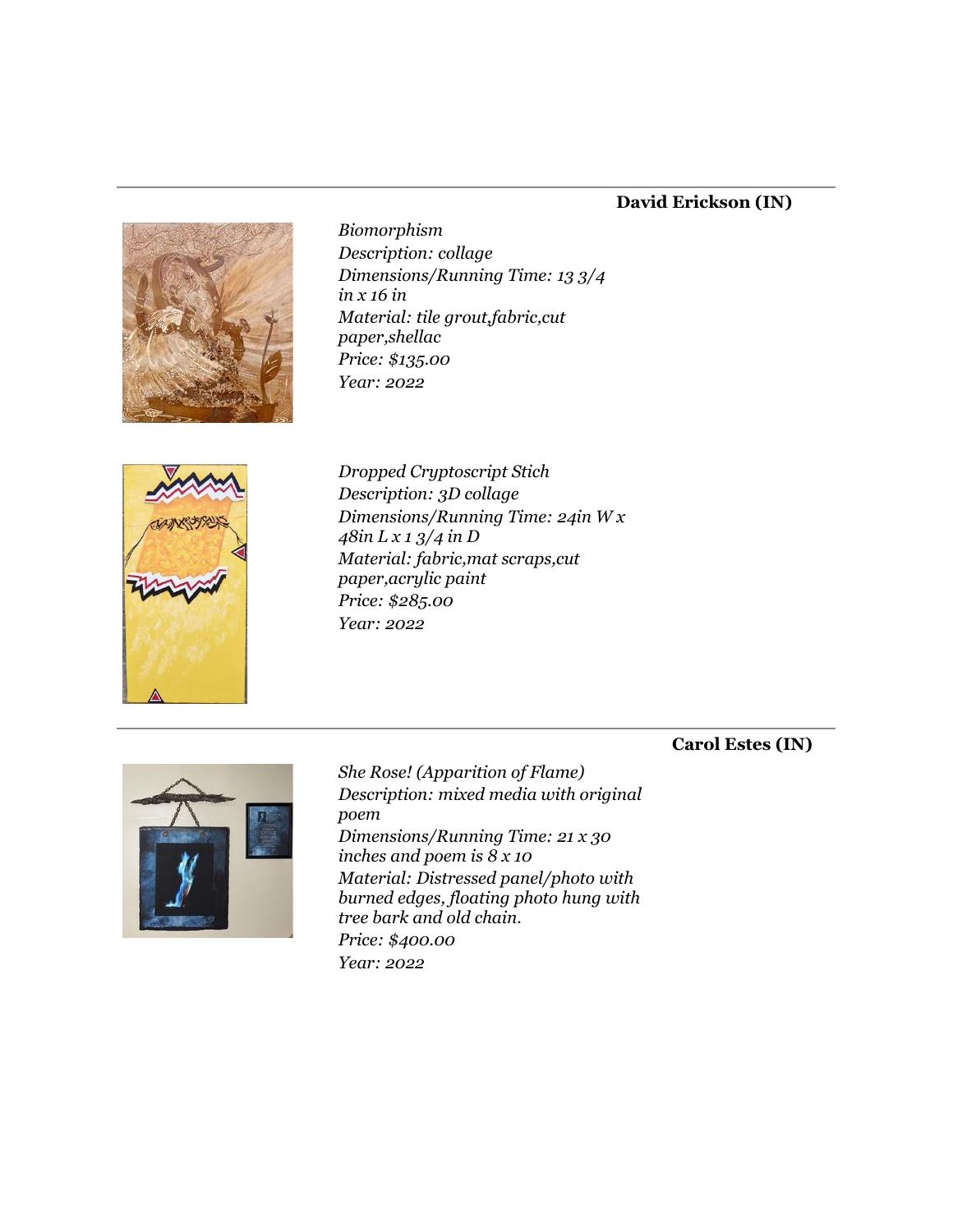### David Erickson (IN)

*Biomorphism*
*Description: collage*
*Dimensions/Running Time: 13 3/4 in x 16 in*
*Material: tile grout,fabric,cut paper,shellac*
*Price: $135.00*
*Year: 2022*

*Dropped Cryptoscript Stich*
*Description: 3D collage*
*Dimensions/Running Time: 24in W x 48in L x 1 3/4 in D*
*Material: fabric,mat scraps,cut paper,acrylic paint*
*Price: $285.00*
*Year: 2022*

### Carol Estes (IN)

*She Rose! (Apparition of Flame)*
*Description: mixed media with original poem*
*Dimensions/Running Time: 21 x 30 inches and poem is 8 x 10*
*Material: Distressed panel/photo with burned edges, floating photo hung with tree bark and old chain.*
*Price: $400.00*
*Year: 2022*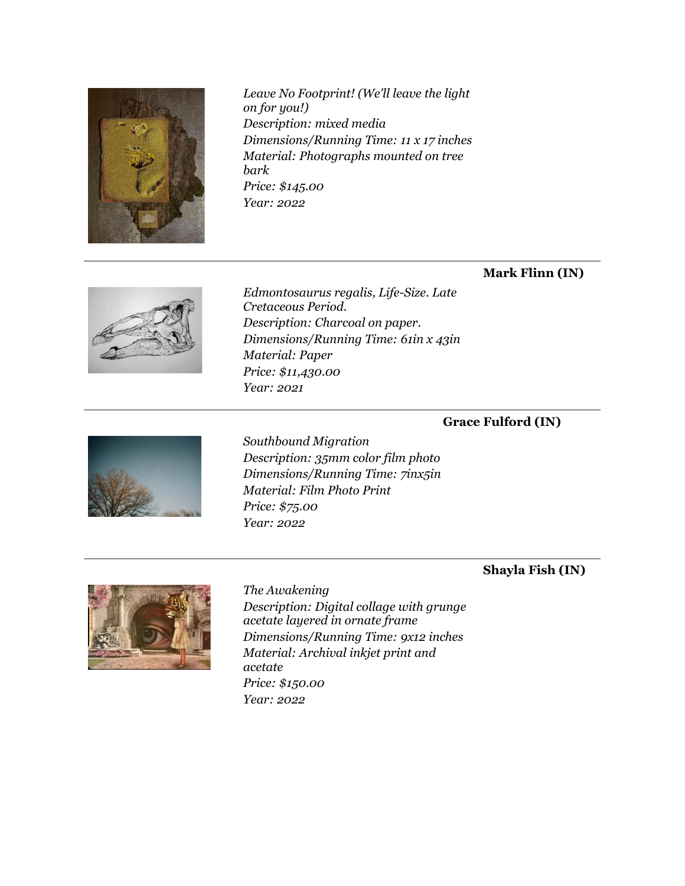*Leave No Footprint! (We'll leave the light on for you!)*
*Description: mixed media*
*Dimensions/Running Time: 11 x 17 inches*
*Material: Photographs mounted on tree bark*
*Price: $145.00*
*Year: 2022*

---

**Mark Flinn (IN)**

*Edmontosaurus regalis, Life-Size. Late Cretaceous Period.*
*Description: Charcoal on paper.*
*Dimensions/Running Time: 61in x 43in*
*Material: Paper*
*Price: $11,430.00*
*Year: 2021*

---

**Grace Fulford (IN)**

*Southbound Migration*
*Description: 35mm color film photo*
*Dimensions/Running Time: 7inx5in*
*Material: Film Photo Print*
*Price: $75.00*
*Year: 2022*

---

**Shayla Fish (IN)**

*The Awakening*
*Description: Digital collage with grunge acetate layered in ornate frame*
*Dimensions/Running Time: 9x12 inches*
*Material: Archival inkjet print and acetate*
*Price: $150.00*
*Year: 2022*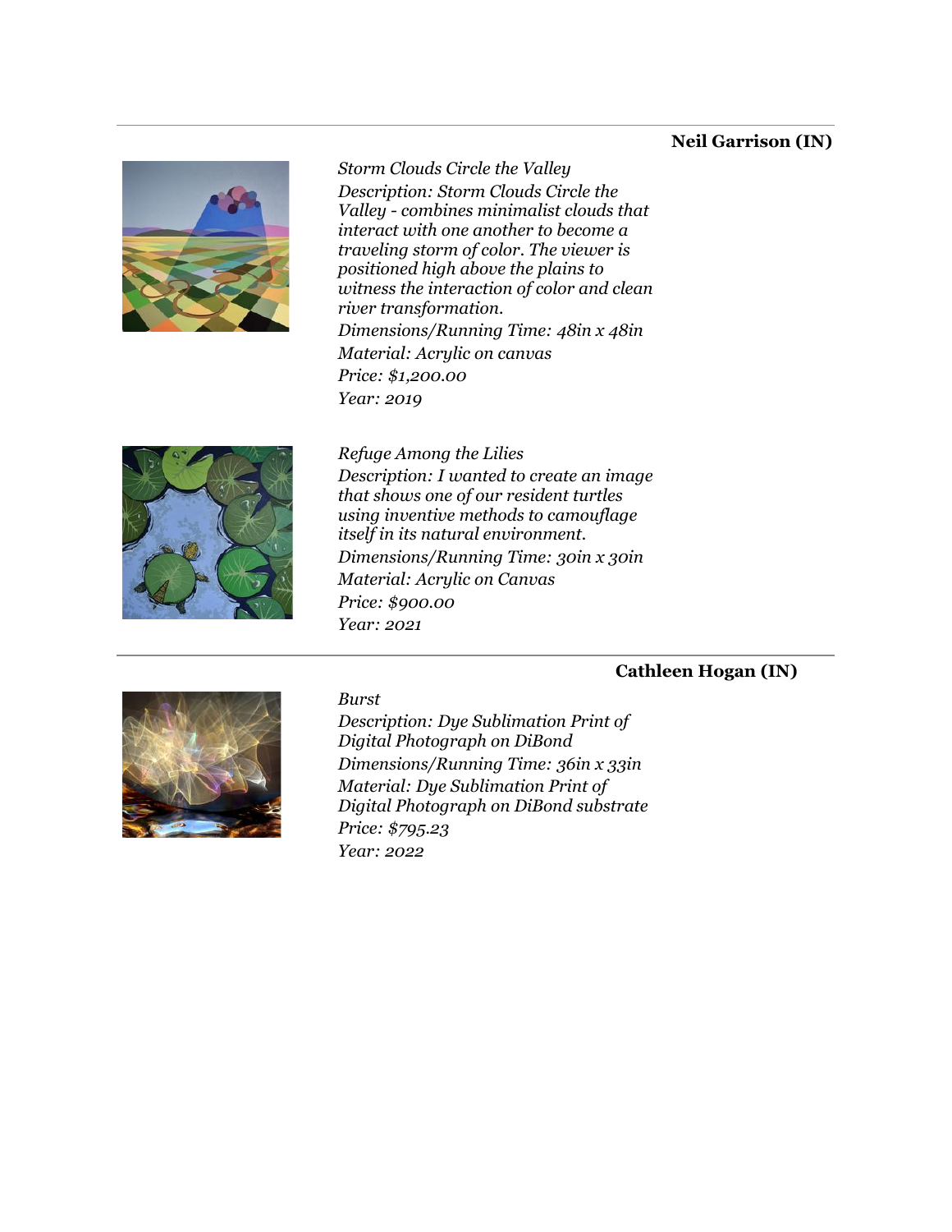---

**Neil Garrison (IN)**

*Storm Clouds Circle the Valley*
*Description: Storm Clouds Circle the Valley - combines minimalist clouds that interact with one another to become a traveling storm of color. The viewer is positioned high above the plains to witness the interaction of color and clean river transformation.*
*Dimensions/Running Time: 48in x 48in*
*Material: Acrylic on canvas*
*Price: $1,200.00*
*Year: 2019*

*Refuge Among the Lilies*
*Description: I wanted to create an image that shows one of our resident turtles using inventive methods to camouflage itself in its natural environment.*
*Dimensions/Running Time: 30in x 30in*
*Material: Acrylic on Canvas*
*Price: $900.00*
*Year: 2021*

---

**Cathleen Hogan (IN)**

*Burst*
*Description: Dye Sublimation Print of Digital Photograph on DiBond*
*Dimensions/Running Time: 36in x 33in*
*Material: Dye Sublimation Print of Digital Photograph on DiBond substrate*
*Price: $795.23*
*Year: 2022*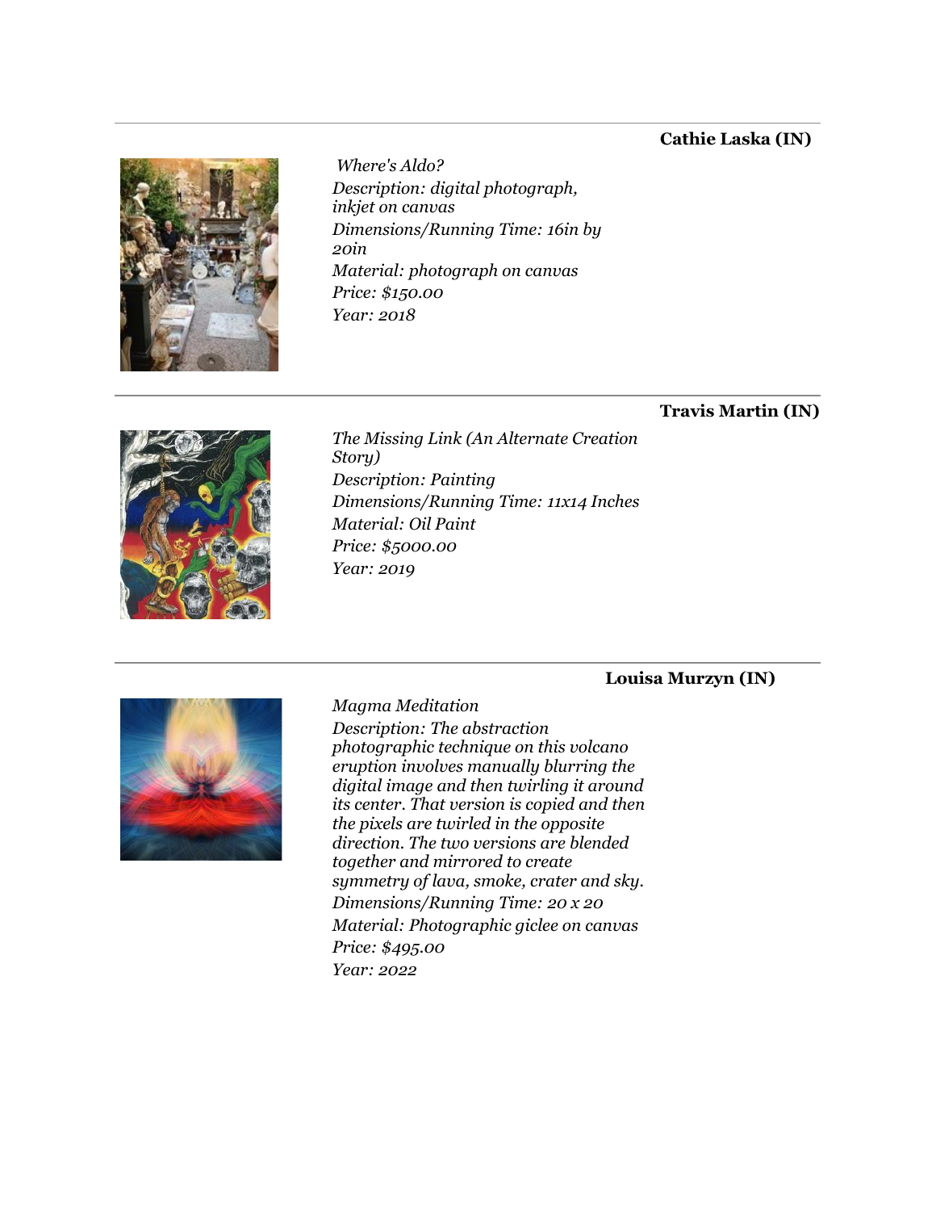---

**Cathie Laska (IN)**

*Where's Aldo?*
*Description: digital photograph, inkjet on canvas*
*Dimensions/Running Time: 16in by 20in*
*Material: photograph on canvas*
*Price: $150.00*
*Year: 2018*

---

**Travis Martin (IN)**

*The Missing Link (An Alternate Creation Story)*
*Description: Painting*
*Dimensions/Running Time: 11x14 Inches*
*Material: Oil Paint*
*Price: $5000.00*
*Year: 2019*

---

**Louisa Murzyn (IN)**

*Magma Meditation*
*Description: The abstraction photographic technique on this volcano eruption involves manually blurring the digital image and then twirling it around its center. That version is copied and then the pixels are twirled in the opposite direction. The two versions are blended together and mirrored to create symmetry of lava, smoke, crater and sky.*
*Dimensions/Running Time: 20 x 20*
*Material: Photographic giclee on canvas*
*Price: $495.00*
*Year: 2022*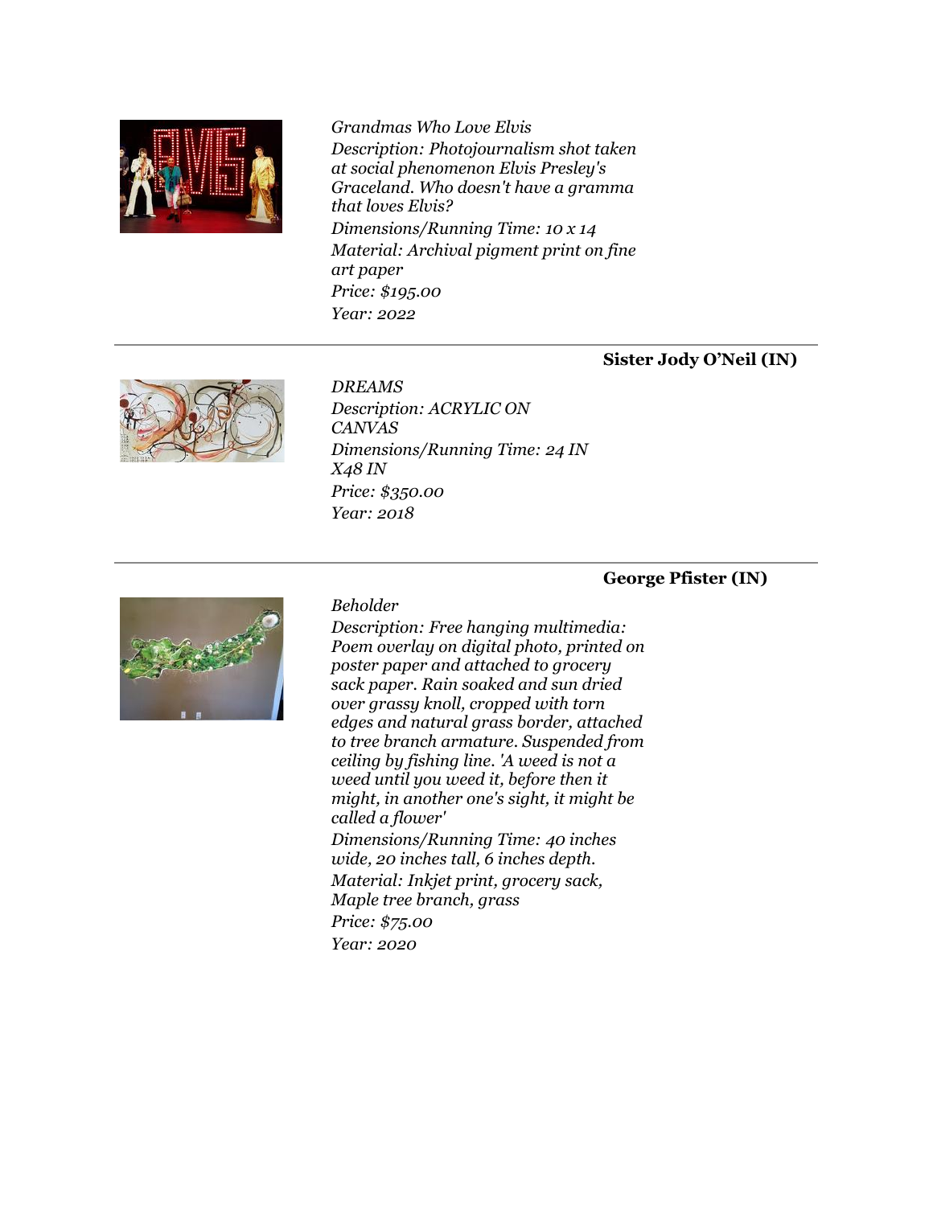*Grandmas Who Love Elvis*
*Description: Photojournalism shot taken at social phenomenon Elvis Presley's Graceland. Who doesn't have a gramma that loves Elvis?*
*Dimensions/Running Time: 10 x 14*
*Material: Archival pigment print on fine art paper*
*Price: $195.00*
*Year: 2022*

---

**Sister Jody O'Neil (IN)**

*DREAMS*
*Description: ACRYLIC ON CANVAS*
*Dimensions/Running Time: 24 IN X48 IN*
*Price: $350.00*
*Year: 2018*

---

**George Pfister (IN)**

*Beholder*
*Description: Free hanging multimedia: Poem overlay on digital photo, printed on poster paper and attached to grocery sack paper. Rain soaked and sun dried over grassy knoll, cropped with torn edges and natural grass border, attached to tree branch armature. Suspended from ceiling by fishing line. 'A weed is not a weed until you weed it, before then it might, in another one's sight, it might be called a flower'*
*Dimensions/Running Time: 40 inches wide, 20 inches tall, 6 inches depth.*
*Material: Inkjet print, grocery sack, Maple tree branch, grass*
*Price: $75.00*
*Year: 2020*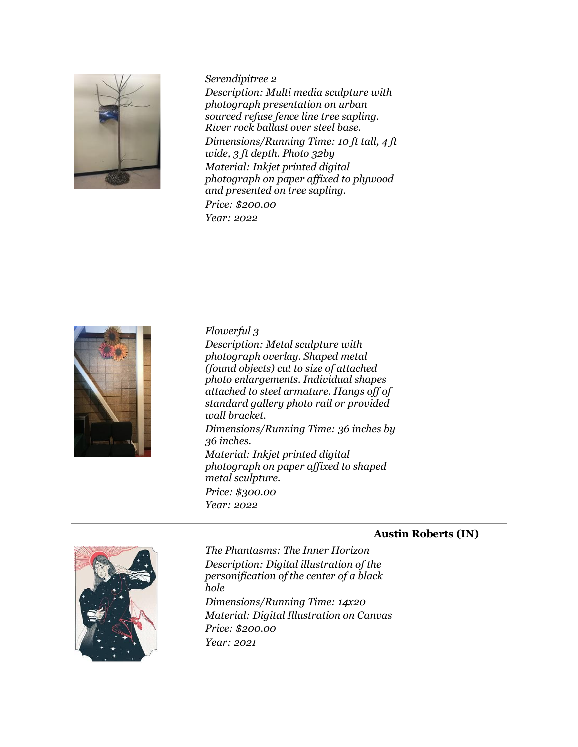*Serendipitree 2*
*Description: Multi media sculpture with photograph presentation on urban sourced refuse fence line tree sapling. River rock ballast over steel base.*
*Dimensions/Running Time: 10 ft tall, 4 ft wide, 3 ft depth. Photo 32by*
*Material: Inkjet printed digital photograph on paper affixed to plywood and presented on tree sapling.*
*Price: $200.00*
*Year: 2022*

*Flowerful 3*
*Description: Metal sculpture with photograph overlay. Shaped metal (found objects) cut to size of attached photo enlargements. Individual shapes attached to steel armature. Hangs off of standard gallery photo rail or provided wall bracket.*
*Dimensions/Running Time: 36 inches by 36 inches.*
*Material: Inkjet printed digital photograph on paper affixed to shaped metal sculpture.*
*Price: $300.00*
*Year: 2022*

---

**Austin Roberts (IN)**

*The Phantasms: The Inner Horizon*
*Description: Digital illustration of the personification of the center of a black hole*
*Dimensions/Running Time: 14x20*
*Material: Digital Illustration on Canvas*
*Price: $200.00*
*Year: 2021*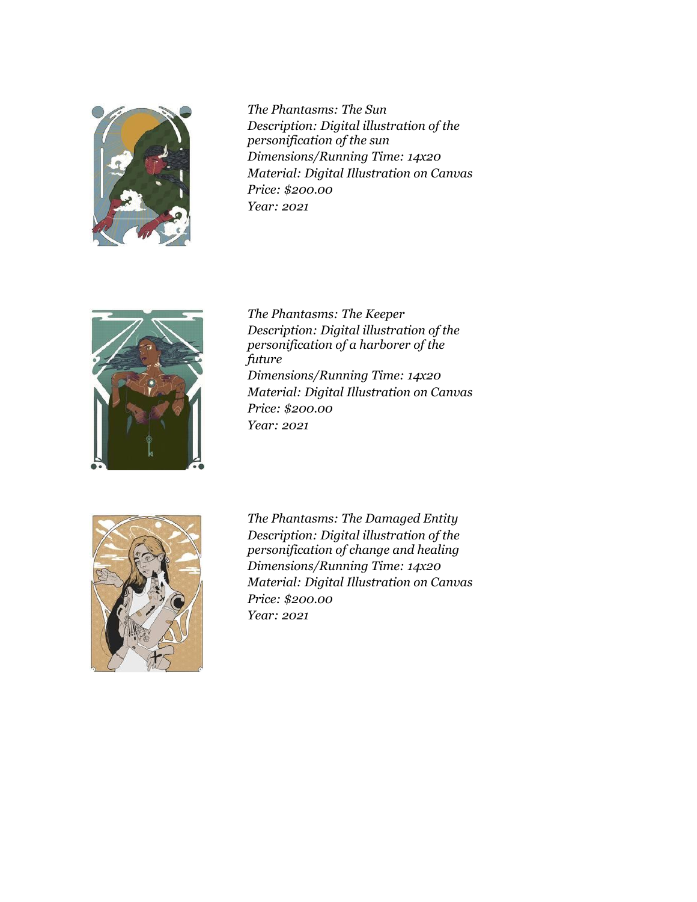*The Phantasms: The Sun*
*Description: Digital illustration of the personification of the sun*
*Dimensions/Running Time: 14x20*
*Material: Digital Illustration on Canvas*
*Price: $200.00*
*Year: 2021*

*The Phantasms: The Keeper*
*Description: Digital illustration of the personification of a harborer of the future*
*Dimensions/Running Time: 14x20*
*Material: Digital Illustration on Canvas*
*Price: $200.00*
*Year: 2021*

*The Phantasms: The Damaged Entity*
*Description: Digital illustration of the personification of change and healing*
*Dimensions/Running Time: 14x20*
*Material: Digital Illustration on Canvas*
*Price: $200.00*
*Year: 2021*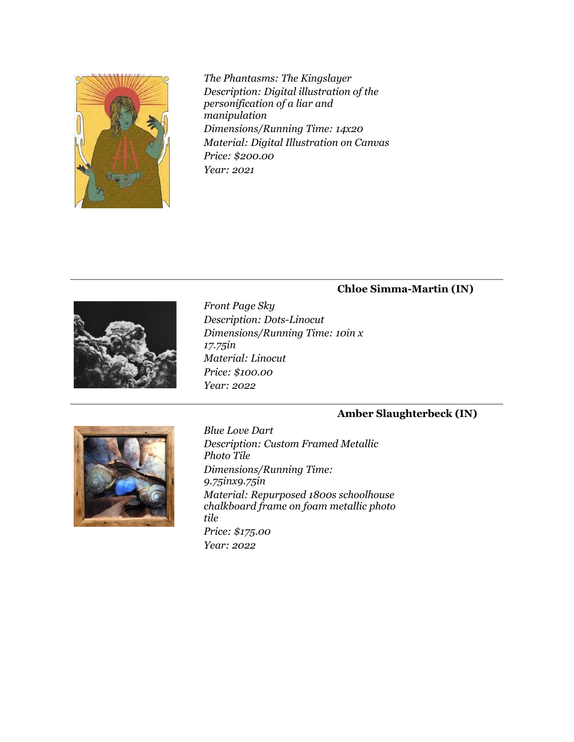*The Phantasms: The Kingslayer*
*Description: Digital illustration of the personification of a liar and manipulation*
*Dimensions/Running Time: 14x20*
*Material: Digital Illustration on Canvas*
*Price: $200.00*
*Year: 2021*

---

**Chloe Simma-Martin (IN)**

*Front Page Sky*
*Description: Dots-Linocut*
*Dimensions/Running Time: 10in x 17.75in*
*Material: Linocut*
*Price: $100.00*
*Year: 2022*

---

**Amber Slaughterbeck (IN)**

*Blue Love Dart*
*Description: Custom Framed Metallic Photo Tile*
*Dimensions/Running Time: 9.75inx9.75in*
*Material: Repurposed 1800s schoolhouse chalkboard frame on foam metallic photo tile*
*Price: $175.00*
*Year: 2022*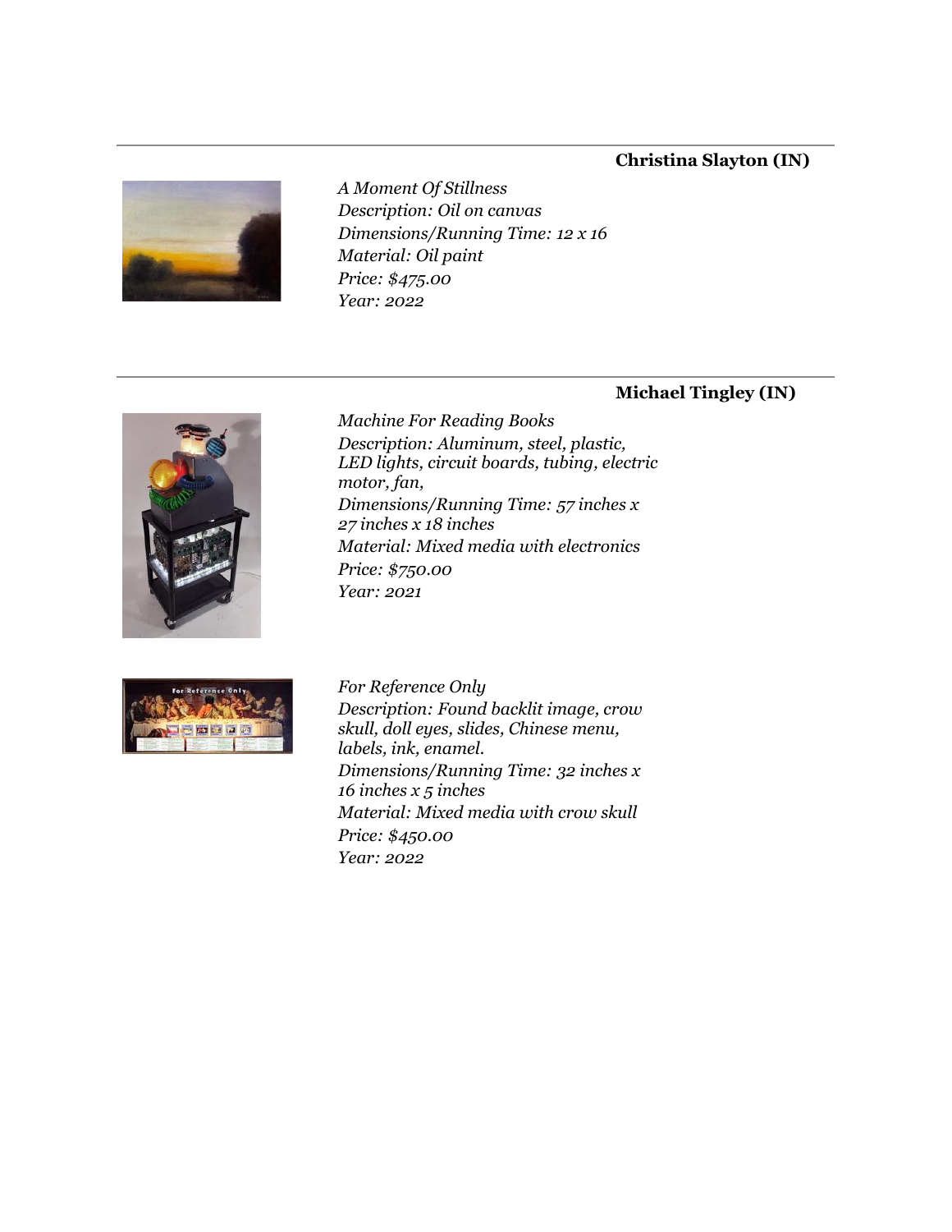**Christina Slayton (IN)**

*A Moment Of Stillness*
*Description: Oil on canvas*
*Dimensions/Running Time: 12 x 16*
*Material: Oil paint*
*Price: $475.00*
*Year: 2022*

---

**Michael Tingley (IN)**

*Machine For Reading Books*
*Description: Aluminum, steel, plastic, LED lights, circuit boards, tubing, electric motor, fan,*
*Dimensions/Running Time: 57 inches x 27 inches x 18 inches*
*Material: Mixed media with electronics*
*Price: $750.00*
*Year: 2021*

*For Reference Only*
*Description: Found backlit image, crow skull, doll eyes, slides, Chinese menu, labels, ink, enamel.*
*Dimensions/Running Time: 32 inches x 16 inches x 5 inches*
*Material: Mixed media with crow skull*
*Price: $450.00*
*Year: 2022*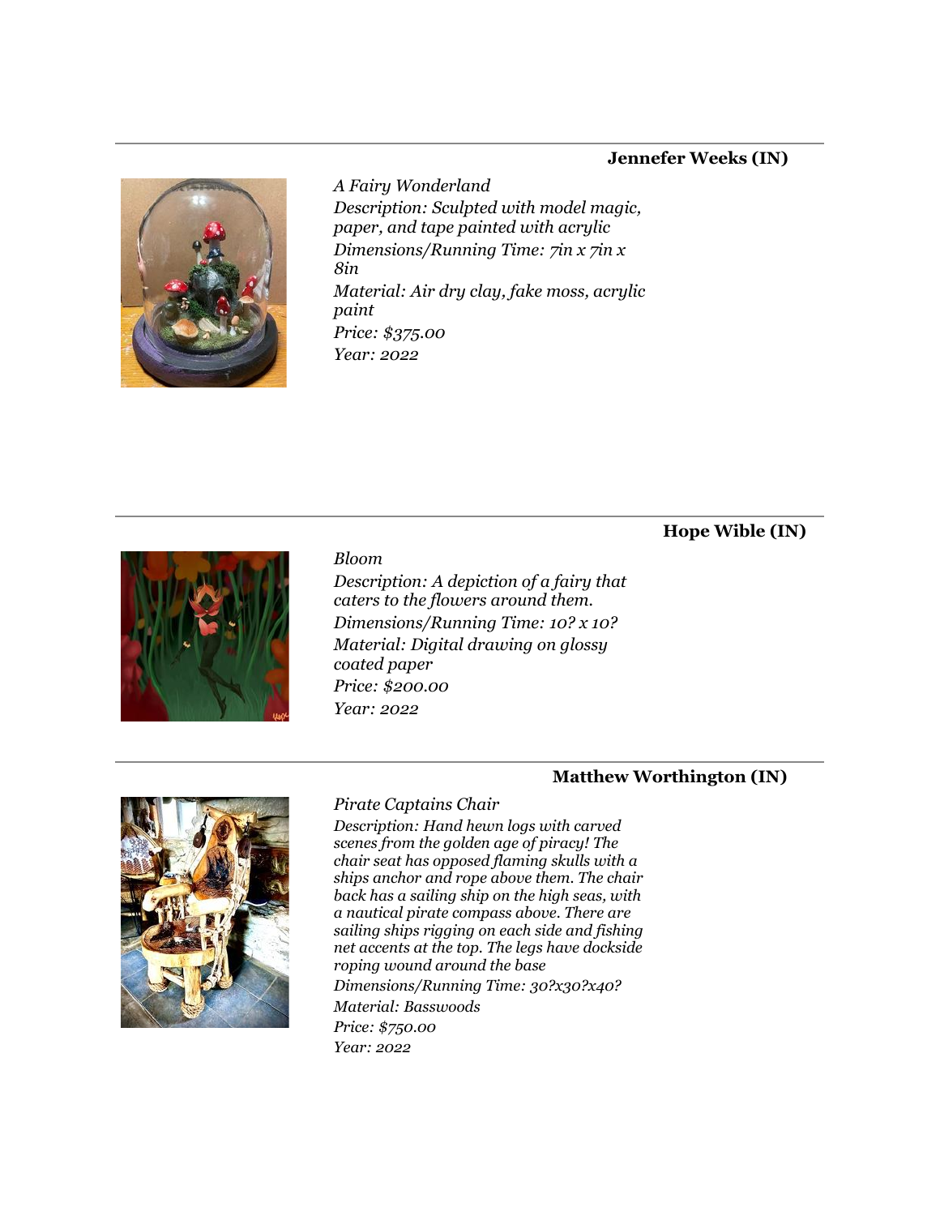**Jennefer Weeks (IN)**

*A Fairy Wonderland*
*Description: Sculpted with model magic, paper, and tape painted with acrylic*
*Dimensions/Running Time: 7in x 7in x 8in*
*Material: Air dry clay, fake moss, acrylic paint*
*Price: $375.00*
*Year: 2022*

---

**Hope Wible (IN)**

*Bloom*
*Description: A depiction of a fairy that caters to the flowers around them.*
*Dimensions/Running Time: 10? x 10?*
*Material: Digital drawing on glossy coated paper*
*Price: $200.00*
*Year: 2022*

---

**Matthew Worthington (IN)**

*Pirate Captains Chair*
*Description: Hand hewn logs with carved scenes from the golden age of piracy! The chair seat has opposed flaming skulls with a ships anchor and rope above them. The chair back has a sailing ship on the high seas, with a nautical pirate compass above. There are sailing ships rigging on each side and fishing net accents at the top. The legs have dockside roping wound around the base*
*Dimensions/Running Time: 30?x30?x40?*
*Material: Basswoods*
*Price: $750.00*
*Year: 2022*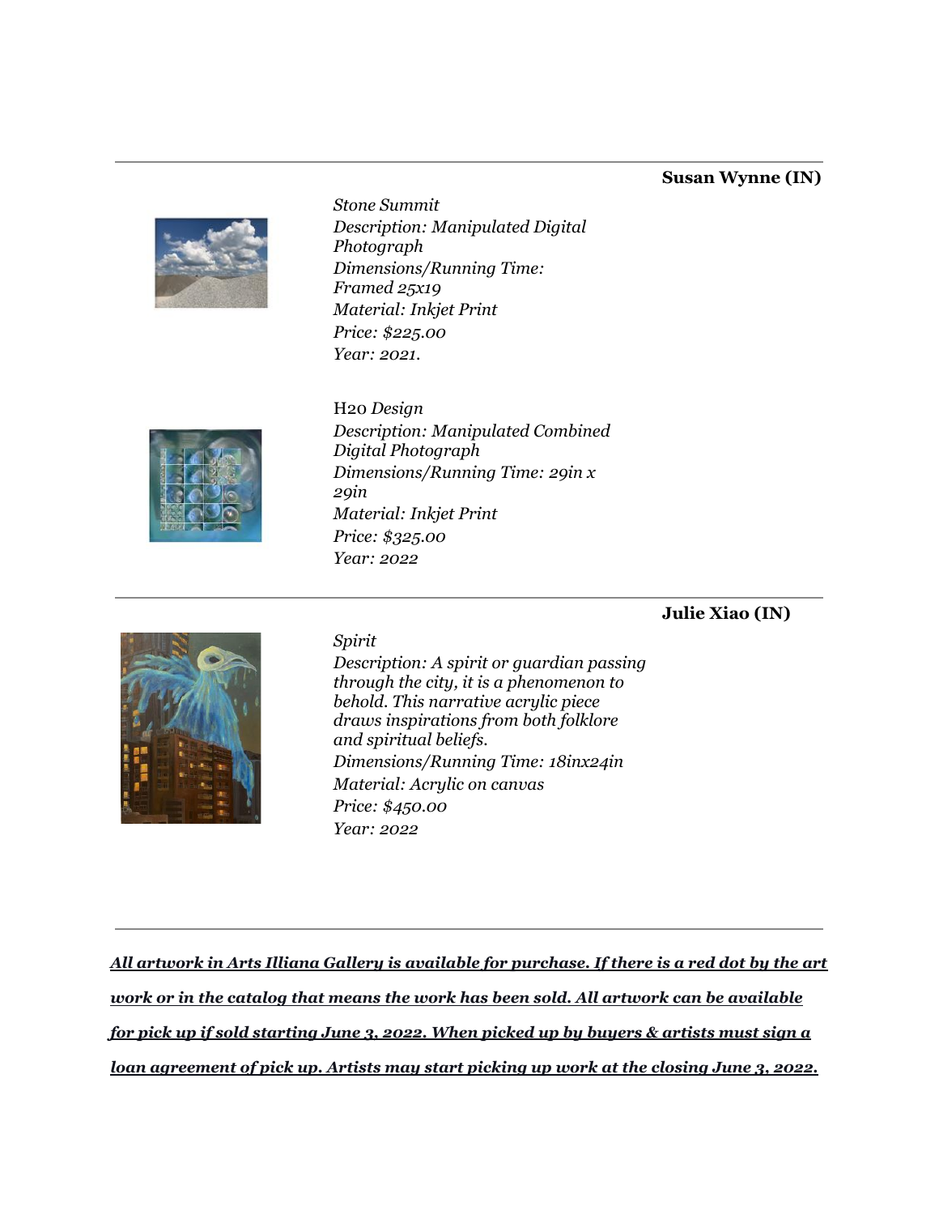---

**Susan Wynne (IN)**

*Stone Summit*
*Description: Manipulated Digital Photograph*
*Dimensions/Running Time: Framed 25x19*
*Material: Inkjet Print*
*Price: $225.00*
*Year: 2021.*

H20 *Design*
*Description: Manipulated Combined Digital Photograph*
*Dimensions/Running Time: 29in x 29in*
*Material: Inkjet Print*
*Price: $325.00*
*Year: 2022*

---

**Julie Xiao (IN)**

*Spirit*
*Description: A spirit or guardian passing through the city, it is a phenomenon to behold. This narrative acrylic piece draws inspirations from both folklore and spiritual beliefs.*
*Dimensions/Running Time: 18inx24in*
*Material: Acrylic on canvas*
*Price: $450.00*
*Year: 2022*

---

***All artwork in Arts Illiana Gallery is available for purchase. If there is a red dot by the art work or in the catalog that means the work has been sold. All artwork can be available for pick up if sold starting June 3, 2022. When picked up by buyers & artists must sign a loan agreement of pick up. Artists may start picking up work at the closing June 3, 2022.***